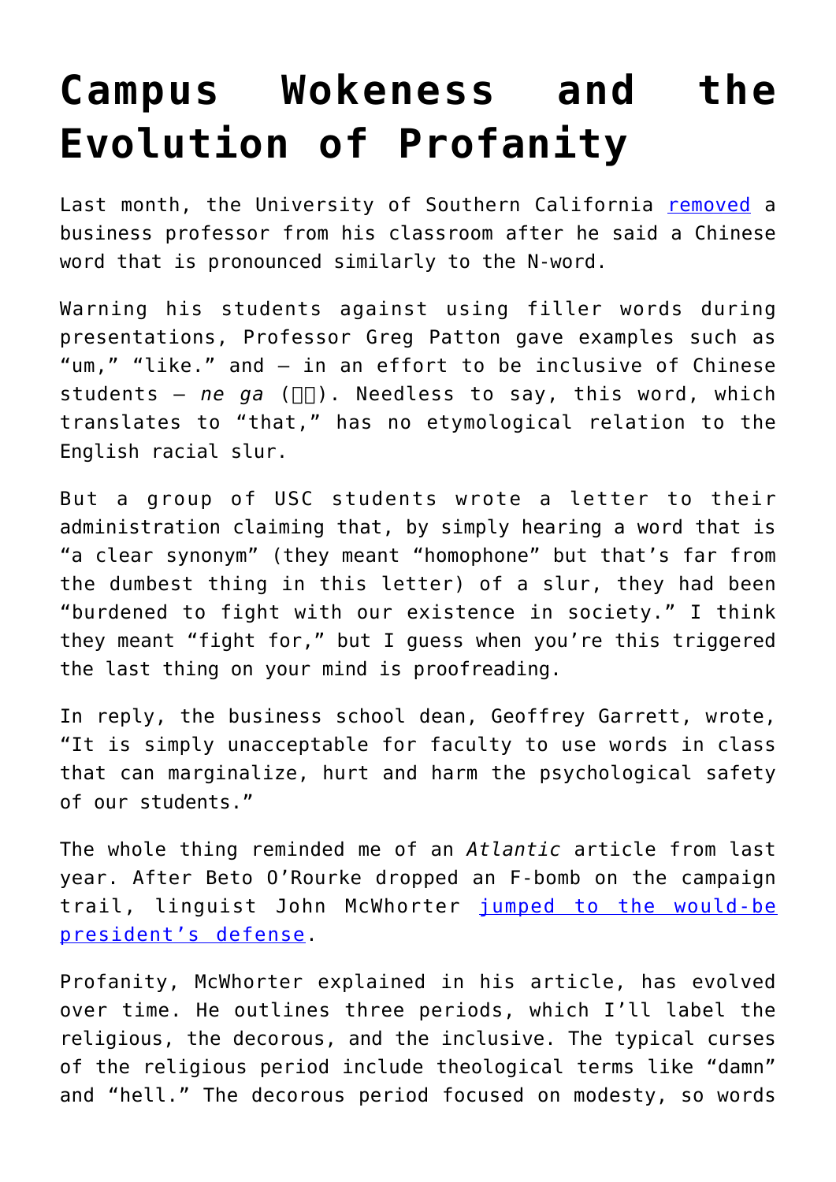# Campus Wokeness and the Evolution of Profanity

Last month, the University of Southern California removed a business professor from his classroom after he said a Chinese word that is pronounced similarly to the N-word.

Warning his students against using filler words during presentations, Professor Greg Patton gave examples such as "um," "like." and – in an effort to be inclusive of Chinese students – *ne ga* (□□). Needless to say, this word, which translates to "that," has no etymological relation to the English racial slur.

But a group of USC students wrote a letter to their administration claiming that, by simply hearing a word that is "a clear synonym" (they meant "homophone" but that's far from the dumbest thing in this letter) of a slur, they had been "burdened to fight with our existence in society." I think they meant "fight for," but I guess when you're this triggered the last thing on your mind is proofreading.

In reply, the business school dean, Geoffrey Garrett, wrote, "It is simply unacceptable for faculty to use words in class that can marginalize, hurt and harm the psychological safety of our students."

The whole thing reminded me of an *Atlantic* article from last year. After Beto O'Rourke dropped an F-bomb on the campaign trail, linguist John McWhorter jumped to the would-be president's defense.

Profanity, McWhorter explained in his article, has evolved over time. He outlines three periods, which I'll label the religious, the decorous, and the inclusive. The typical curses of the religious period include theological terms like "damn" and "hell." The decorous period focused on modesty, so words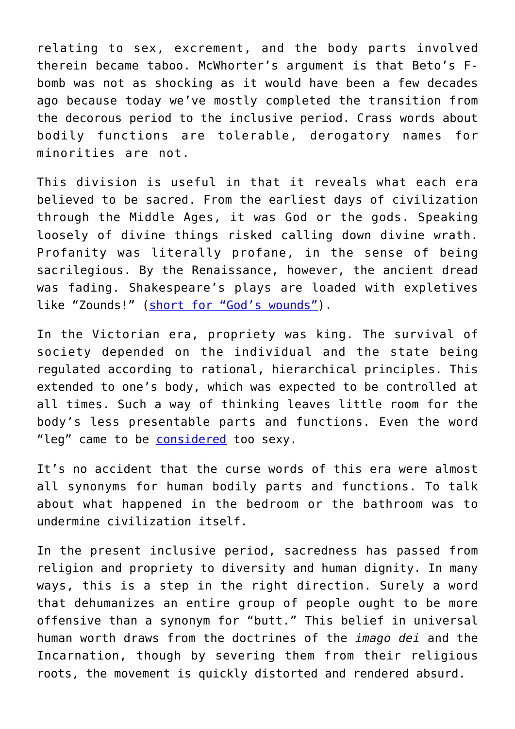relating to sex, excrement, and the body parts involved therein became taboo. McWhorter's argument is that Beto's F-bomb was not as shocking as it would have been a few decades ago because today we've mostly completed the transition from the decorous period to the inclusive period. Crass words about bodily functions are tolerable, derogatory names for minorities are not.

This division is useful in that it reveals what each era believed to be sacred. From the earliest days of civilization through the Middle Ages, it was God or the gods. Speaking loosely of divine things risked calling down divine wrath. Profanity was literally profane, in the sense of being sacrilegious. By the Renaissance, however, the ancient dread was fading. Shakespeare's plays are loaded with expletives like "Zounds!" (short for "God's wounds").

In the Victorian era, propriety was king. The survival of society depended on the individual and the state being regulated according to rational, hierarchical principles. This extended to one's body, which was expected to be controlled at all times. Such a way of thinking leaves little room for the body's less presentable parts and functions. Even the word "leg" came to be considered too sexy.

It's no accident that the curse words of this era were almost all synonyms for human bodily parts and functions. To talk about what happened in the bedroom or the bathroom was to undermine civilization itself.

In the present inclusive period, sacredness has passed from religion and propriety to diversity and human dignity. In many ways, this is a step in the right direction. Surely a word that dehumanizes an entire group of people ought to be more offensive than a synonym for "butt." This belief in universal human worth draws from the doctrines of the *imago dei* and the Incarnation, though by severing them from their religious roots, the movement is quickly distorted and rendered absurd.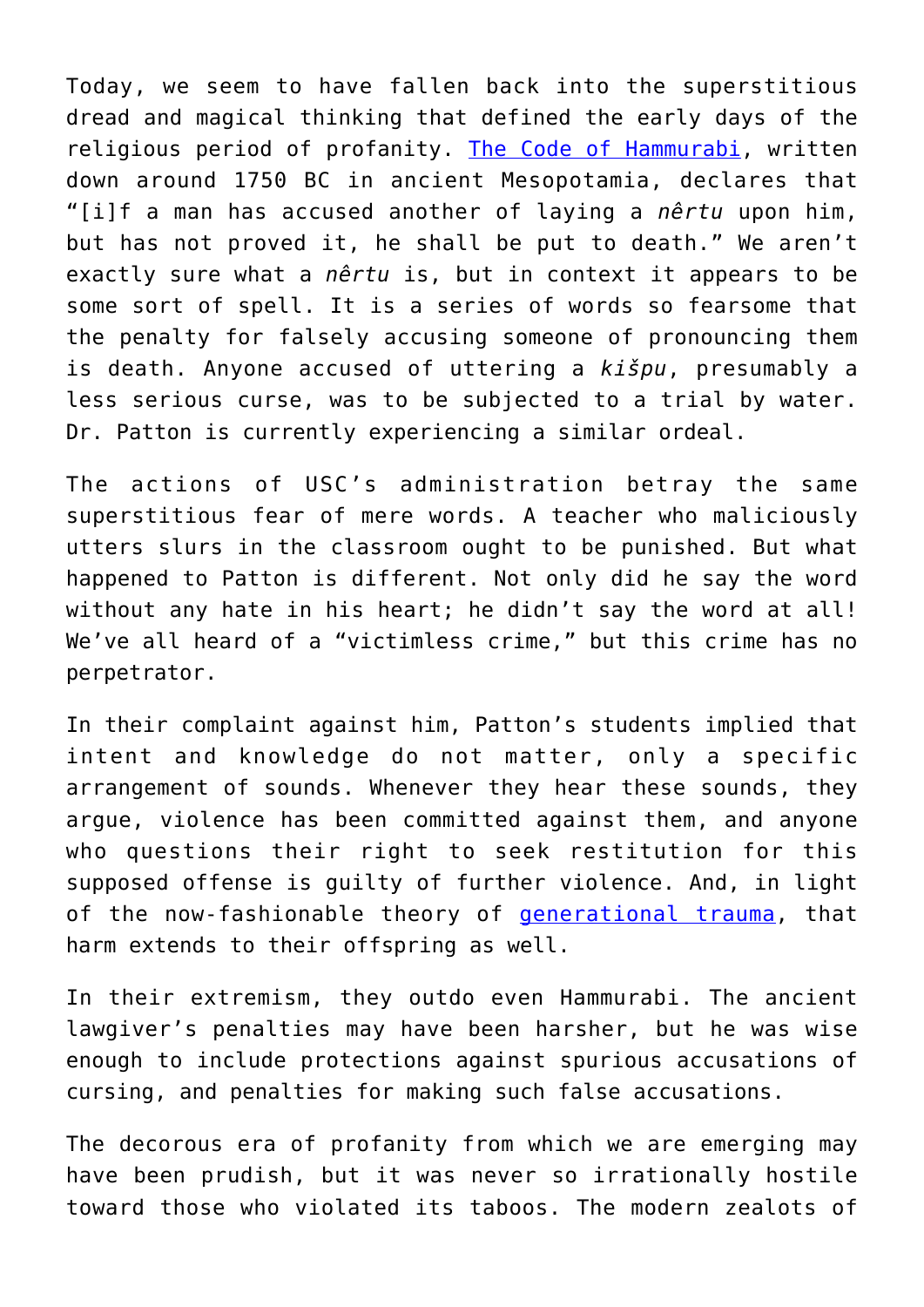Today, we seem to have fallen back into the superstitious dread and magical thinking that defined the early days of the religious period of profanity. [The Code of Hammurabi](), written down around 1750 BC in ancient Mesopotamia, declares that "[i]f a man has accused another of laying a *nêrtu* upon him, but has not proved it, he shall be put to death." We aren't exactly sure what a *nêrtu* is, but in context it appears to be some sort of spell. It is a series of words so fearsome that the penalty for falsely accusing someone of pronouncing them is death. Anyone accused of uttering a *kišpu*, presumably a less serious curse, was to be subjected to a trial by water. Dr. Patton is currently experiencing a similar ordeal.

The actions of USC's administration betray the same superstitious fear of mere words. A teacher who maliciously utters slurs in the classroom ought to be punished. But what happened to Patton is different. Not only did he say the word without any hate in his heart; he didn't say the word at all! We've all heard of a "victimless crime," but this crime has no perpetrator.

In their complaint against him, Patton's students implied that intent and knowledge do not matter, only a specific arrangement of sounds. Whenever they hear these sounds, they argue, violence has been committed against them, and anyone who questions their right to seek restitution for this supposed offense is guilty of further violence. And, in light of the now-fashionable theory of [generational trauma](), that harm extends to their offspring as well.

In their extremism, they outdo even Hammurabi. The ancient lawgiver's penalties may have been harsher, but he was wise enough to include protections against spurious accusations of cursing, and penalties for making such false accusations.

The decorous era of profanity from which we are emerging may have been prudish, but it was never so irrationally hostile toward those who violated its taboos. The modern zealots of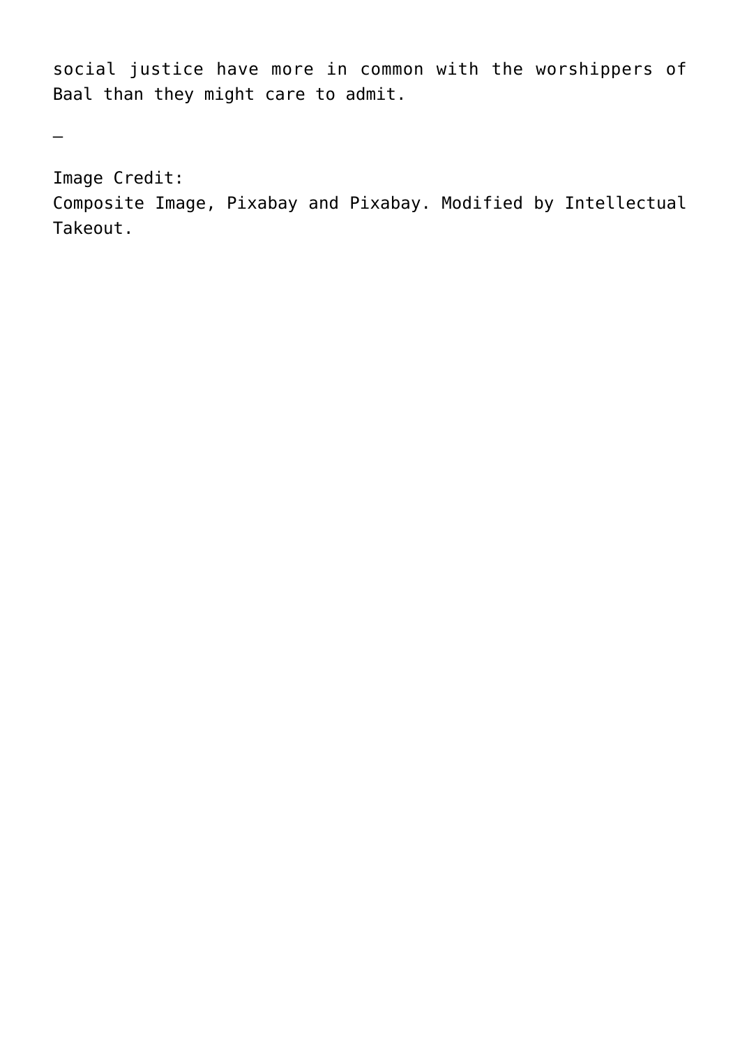social justice have more in common with the worshippers of Baal than they might care to admit.

—

Image Credit:
Composite Image, Pixabay and Pixabay. Modified by Intellectual Takeout.